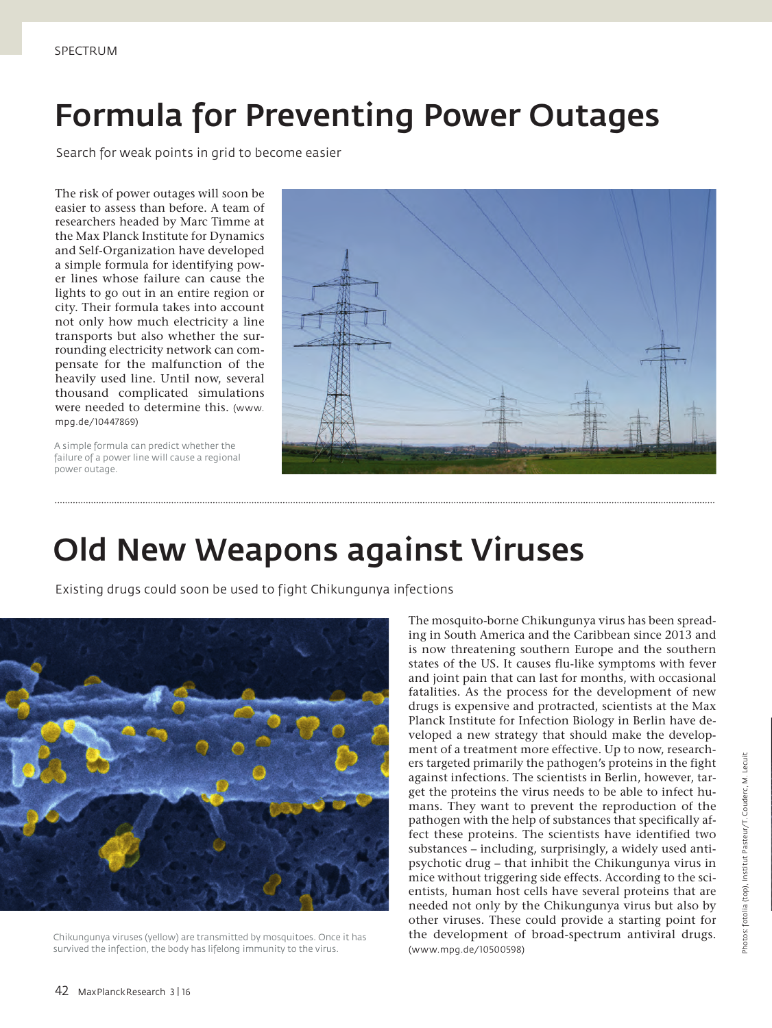SPECTRUM

# Formula for Preventing Power Outages

Search for weak points in grid to become easier

The risk of power outages will soon be easier to assess than before. A team of researchers headed by Marc Timme at the Max Planck Institute for Dynamics and Self-Organization have developed a simple formula for identifying power lines whose failure can cause the lights to go out in an entire region or city. Their formula takes into account not only how much electricity a line transports but also whether the surrounding electricity network can compensate for the malfunction of the heavily used line. Until now, several thousand complicated simulations were needed to determine this. (www.mpg.de/10447869)

A simple formula can predict whether the failure of a power line will cause a regional power outage.

# Old New Weapons against Viruses

Existing drugs could soon be used to fight Chikungunya infections

The mosquito-borne Chikungunya virus has been spreading in South America and the Caribbean since 2013 and is now threatening southern Europe and the southern states of the US. It causes flu-like symptoms with fever and joint pain that can last for months, with occasional fatalities. As the process for the development of new drugs is expensive and protracted, scientists at the Max Planck Institute for Infection Biology in Berlin have developed a new strategy that should make the development of a treatment more effective. Up to now, researchers targeted primarily the pathogen's proteins in the fight against infections. The scientists in Berlin, however, target the proteins the virus needs to be able to infect humans. They want to prevent the reproduction of the pathogen with the help of substances that specifically affect these proteins. The scientists have identified two substances – including, surprisingly, a widely used antipsychotic drug – that inhibit the Chikungunya virus in mice without triggering side effects. According to the scientists, human host cells have several proteins that are needed not only by the Chikungunya virus but also by other viruses. These could provide a starting point for the development of broad-spectrum antiviral drugs. (www.mpg.de/10500598)

Chikungunya viruses (yellow) are transmitted by mosquitoes. Once it has survived the infection, the body has lifelong immunity to the virus.

Photos: fotolia (top), Institut Pasteur/T. Couderc, M. Lecuit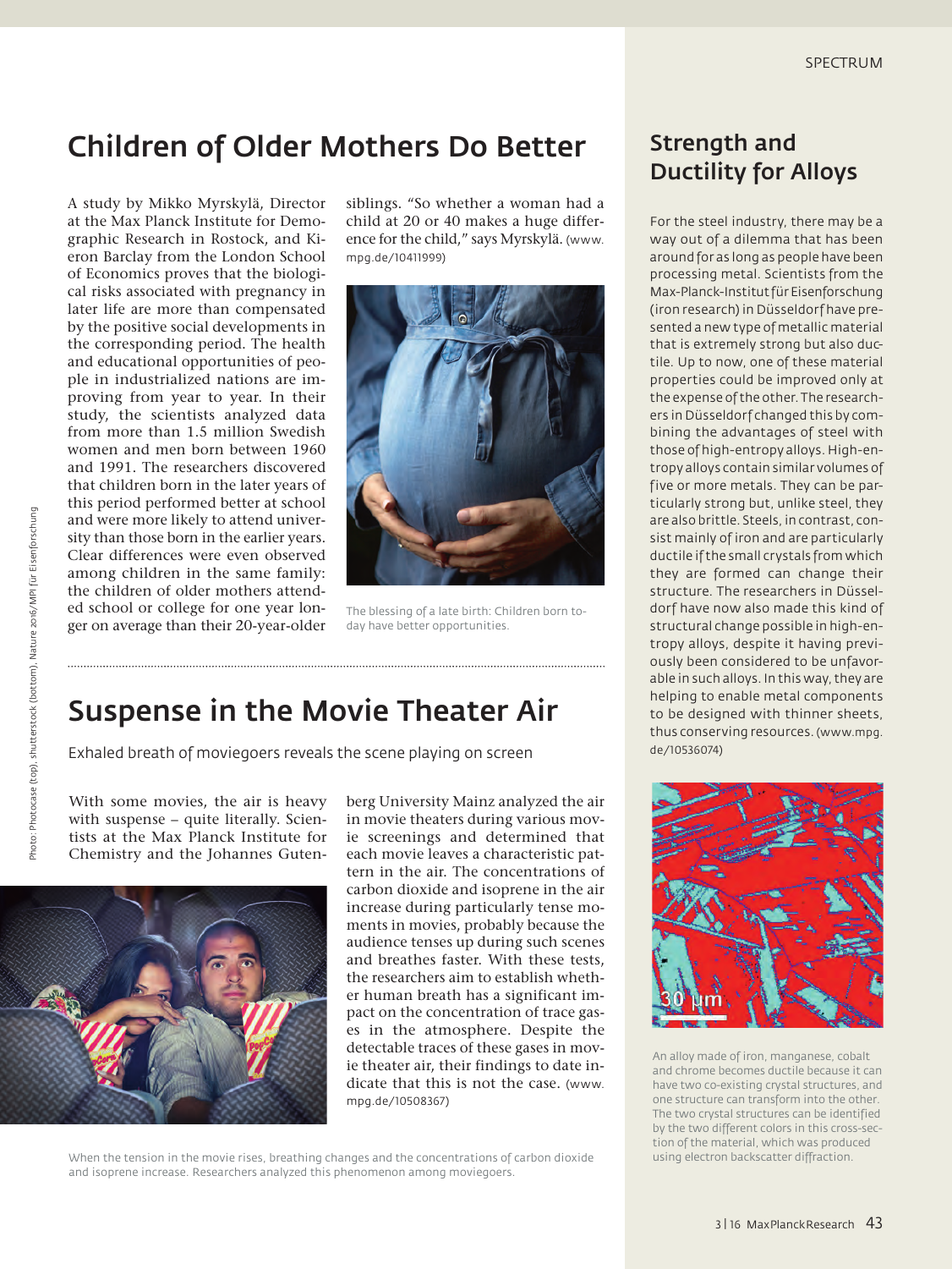## Children of Older Mothers Do Better

A study by Mikko Myrskylä, Director at the Max Planck Institute for Demographic Research in Rostock, and Kieron Barclay from the London School of Economics proves that the biological risks associated with pregnancy in later life are more than compensated by the positive social developments in the corresponding period. The health and educational opportunities of people in industrialized nations are improving from year to year. In their study, the scientists analyzed data from more than 1.5 million Swedish women and men born between 1960 and 1991. The researchers discovered that children born in the later years of this period performed better at school and were more likely to attend university than those born in the earlier years. Clear differences were even observed among children in the same family: the children of older mothers attended school or college for one year longer on average than their 20-year-older siblings. "So whether a woman had a child at 20 or 40 makes a huge difference for the child," says Myrskylä. (www.mpg.de/10411999)

The blessing of a late birth: Children born today have better opportunities.

## Suspense in the Movie Theater Air

Exhaled breath of moviegoers reveals the scene playing on screen

With some movies, the air is heavy with suspense – quite literally. Scientists at the Max Planck Institute for Chemistry and the Johannes Gutenberg University Mainz analyzed the air in movie theaters during various movie screenings and determined that each movie leaves a characteristic pattern in the air. The concentrations of carbon dioxide and isoprene in the air increase during particularly tense moments in movies, probably because the audience tenses up during such scenes and breathes faster. With these tests, the researchers aim to establish whether human breath has a significant impact on the concentration of trace gases in the atmosphere. Despite the detectable traces of these gases in movie theater air, their findings to date indicate that this is not the case. (www.mpg.de/10508367)

When the tension in the movie rises, breathing changes and the concentrations of carbon dioxide and isoprene increase. Researchers analyzed this phenomenon among moviegoers.

## Strength and Ductility for Alloys

For the steel industry, there may be a way out of a dilemma that has been around for as long as people have been processing metal. Scientists from the Max-Planck-Institut für Eisenforschung (iron research) in Düsseldorf have presented a new type of metallic material that is extremely strong but also ductile. Up to now, one of these material properties could be improved only at the expense of the other. The researchers in Düsseldorf changed this by combining the advantages of steel with those of high-entropy alloys. High-entropy alloys contain similar volumes of five or more metals. They can be particularly strong but, unlike steel, they are also brittle. Steels, in contrast, consist mainly of iron and are particularly ductile if the small crystals from which they are formed can change their structure. The researchers in Düsseldorf have now also made this kind of structural change possible in high-entropy alloys, despite it having previously been considered to be unfavorable in such alloys. In this way, they are helping to enable metal components to be designed with thinner sheets, thus conserving resources. (www.mpg.de/10536074)

An alloy made of iron, manganese, cobalt and chrome becomes ductile because it can have two co-existing crystal structures, and one structure can transform into the other. The two crystal structures can be identified by the two different colors in this cross-section of the material, which was produced using electron backscatter diffraction.

Photo: Photocase (top), shutterstock (bottom), Nature 2016/MPI für Eisenforschung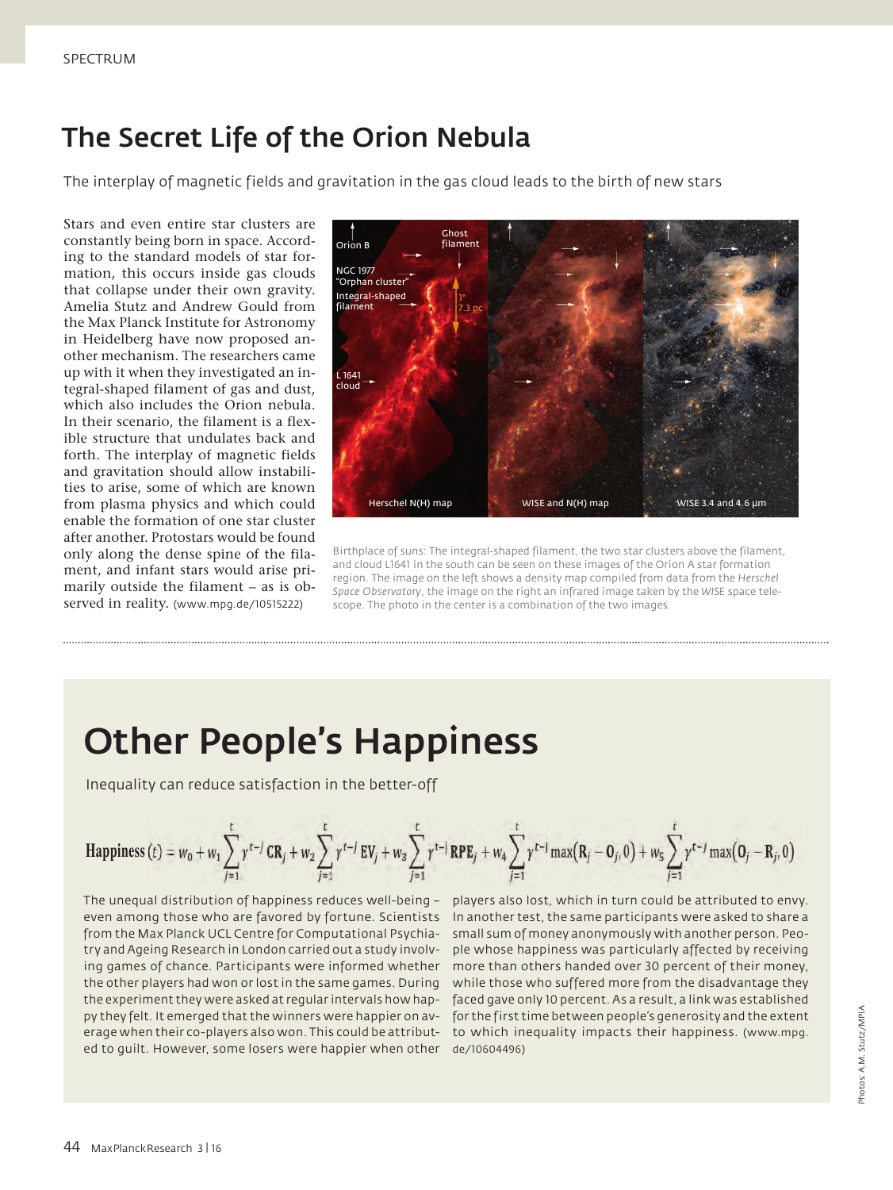SPECTRUM

## The Secret Life of the Orion Nebula

The interplay of magnetic fields and gravitation in the gas cloud leads to the birth of new stars

Stars and even entire star clusters are constantly being born in space. According to the standard models of star formation, this occurs inside gas clouds that collapse under their own gravity. Amelia Stutz and Andrew Gould from the Max Planck Institute for Astronomy in Heidelberg have now proposed another mechanism. The researchers came up with it when they investigated an integral-shaped filament of gas and dust, which also includes the Orion nebula. In their scenario, the filament is a flexible structure that undulates back and forth. The interplay of magnetic fields and gravitation should allow instabilities to arise, some of which are known from plasma physics and which could enable the formation of one star cluster after another. Protostars would be found only along the dense spine of the filament, and infant stars would arise primarily outside the filament – as is observed in reality. (www.mpg.de/10515222)

Birthplace of suns: The integral-shaped filament, the two star clusters above the filament, and cloud L1641 in the south can be seen on these images of the Orion A star formation region. The image on the left shows a density map compiled from data from the *Herschel Space Observatory*, the image on the right an infrared image taken by the *WISE* space telescope. The photo in the center is a combination of the two images.

## Other People's Happiness

Inequality can reduce satisfaction in the better-off

$$\text{Happiness}(t) = w_0 + w_1 \sum_{j=1}^{t} \gamma^{t-j}\,\mathbf{CR}_j + w_2 \sum_{j=1}^{t} \gamma^{t-j}\,\mathbf{EV}_j + w_3 \sum_{j=1}^{t} \gamma^{t-j}\,\mathbf{RPE}_j + w_4 \sum_{j=1}^{t} \gamma^{t-j} \max(\mathbf{R}_j - \mathbf{O}_j, 0) + w_5 \sum_{j=1}^{t} \gamma^{t-j} \max(\mathbf{O}_j - \mathbf{R}_j, 0)$$

The unequal distribution of happiness reduces well-being – even among those who are favored by fortune. Scientists from the Max Planck UCL Centre for Computational Psychiatry and Ageing Research in London carried out a study involving games of chance. Participants were informed whether the other players had won or lost in the same games. During the experiment they were asked at regular intervals how happy they felt. It emerged that the winners were happier on average when their co-players also won. This could be attributed to guilt. However, some losers were happier when other players also lost, which in turn could be attributed to envy. In another test, the same participants were asked to share a small sum of money anonymously with another person. People whose happiness was particularly affected by receiving more than others handed over 30 percent of their money, while those who suffered more from the disadvantage they faced gave only 10 percent. As a result, a link was established for the first time between people's generosity and the extent to which inequality impacts their happiness. (www.mpg.de/10604496)

Photos: A.M. Stutz/MPIA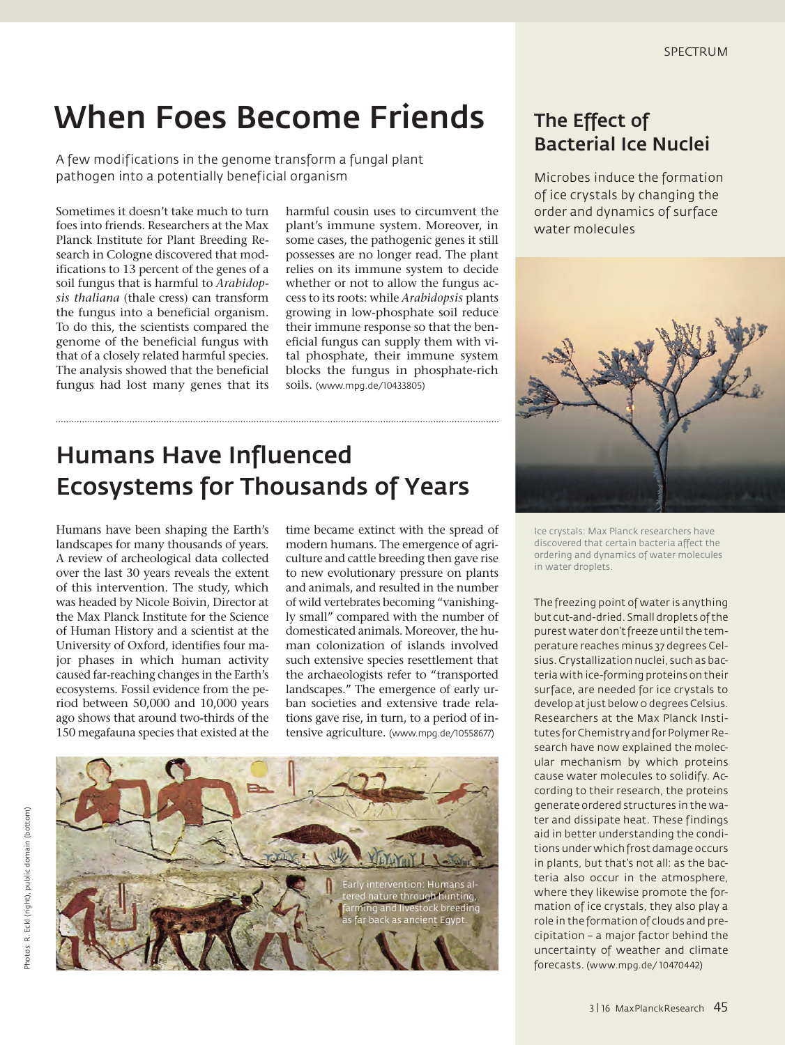# When Foes Become Friends

A few modifications in the genome transform a fungal plant pathogen into a potentially beneficial organism

Sometimes it doesn't take much to turn foes into friends. Researchers at the Max Planck Institute for Plant Breeding Research in Cologne discovered that modifications to 13 percent of the genes of a soil fungus that is harmful to *Arabidopsis thaliana* (thale cress) can transform the fungus into a beneficial organism. To do this, the scientists compared the genome of the beneficial fungus with that of a closely related harmful species. The analysis showed that the beneficial fungus had lost many genes that its harmful cousin uses to circumvent the plant's immune system. Moreover, in some cases, the pathogenic genes it still possesses are no longer read. The plant relies on its immune system to decide whether or not to allow the fungus access to its roots: while *Arabidopsis* plants growing in low-phosphate soil reduce their immune response so that the beneficial fungus can supply them with vital phosphate, their immune system blocks the fungus in phosphate-rich soils. (www.mpg.de/10433805)

# Humans Have Influenced Ecosystems for Thousands of Years

Humans have been shaping the Earth's landscapes for many thousands of years. A review of archeological data collected over the last 30 years reveals the extent of this intervention. The study, which was headed by Nicole Boivin, Director at the Max Planck Institute for the Science of Human History and a scientist at the University of Oxford, identifies four major phases in which human activity caused far-reaching changes in the Earth's ecosystems. Fossil evidence from the period between 50,000 and 10,000 years ago shows that around two-thirds of the 150 megafauna species that existed at the time became extinct with the spread of modern humans. The emergence of agriculture and cattle breeding then gave rise to new evolutionary pressure on plants and animals, and resulted in the number of wild vertebrates becoming "vanishingly small" compared with the number of domesticated animals. Moreover, the human colonization of islands involved such extensive species resettlement that the archaeologists refer to "transported landscapes." The emergence of early urban societies and extensive trade relations gave rise, in turn, to a period of intensive agriculture. (www.mpg.de/10558677)

Early intervention: Humans altered nature through hunting, farming and livestock breeding as far back as ancient Egypt.

# The Effect of Bacterial Ice Nuclei

Microbes induce the formation of ice crystals by changing the order and dynamics of surface water molecules

Ice crystals: Max Planck researchers have discovered that certain bacteria affect the ordering and dynamics of water molecules in water droplets.

The freezing point of water is anything but cut-and-dried. Small droplets of the purest water don't freeze until the temperature reaches minus 37 degrees Celsius. Crystallization nuclei, such as bacteria with ice-forming proteins on their surface, are needed for ice crystals to develop at just below 0 degrees Celsius. Researchers at the Max Planck Institutes for Chemistry and for Polymer Research have now explained the molecular mechanism by which proteins cause water molecules to solidify. According to their research, the proteins generate ordered structures in the water and dissipate heat. These findings aid in better understanding the conditions under which frost damage occurs in plants, but that's not all: as the bacteria also occur in the atmosphere, where they likewise promote the formation of ice crystals, they also play a role in the formation of clouds and precipitation – a major factor behind the uncertainty of weather and climate forecasts. (www.mpg.de/10470442)

Photos: R. Eckl (right), public domain (bottom)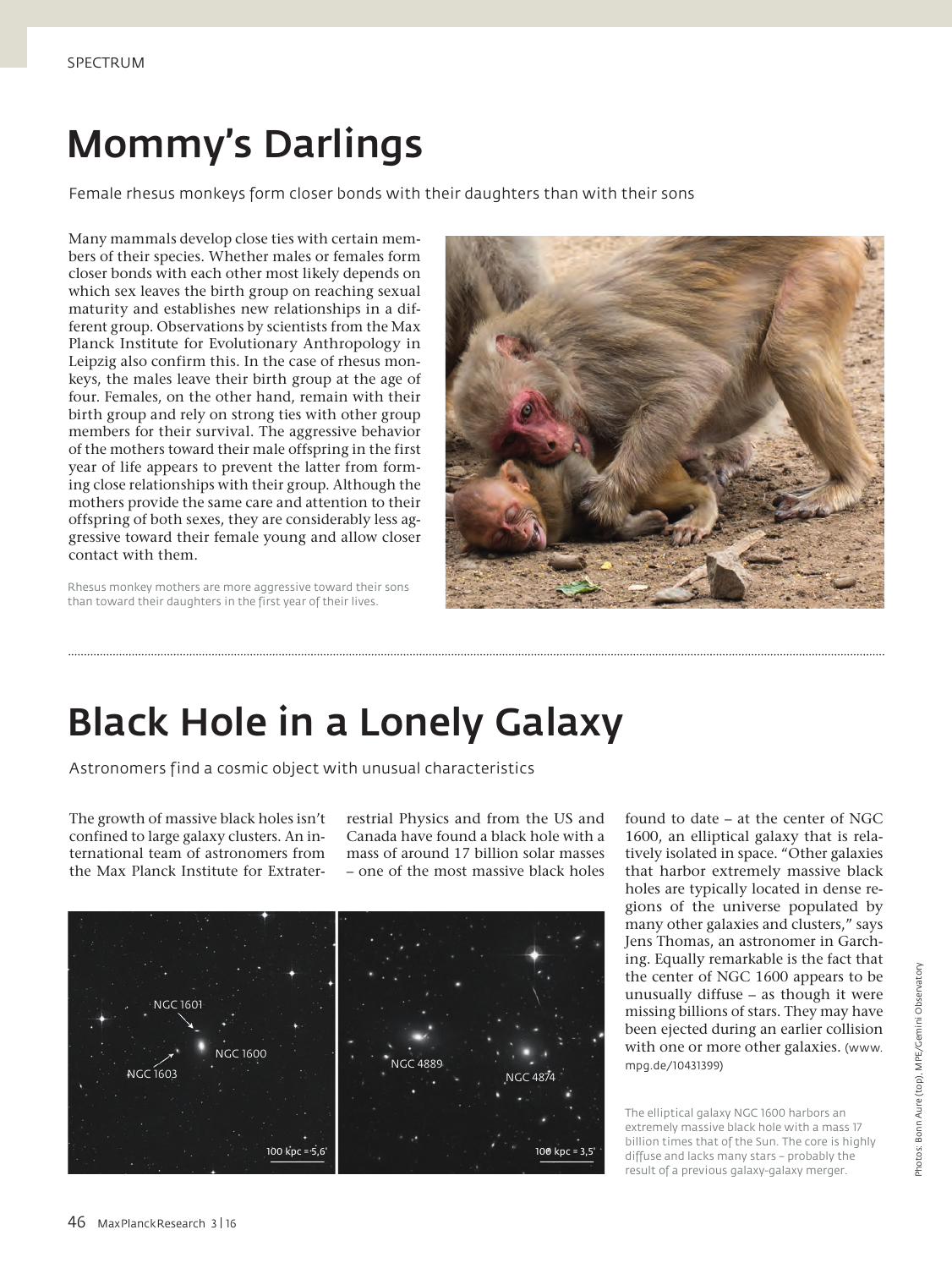# Mommy's Darlings

Female rhesus monkeys form closer bonds with their daughters than with their sons

Many mammals develop close ties with certain members of their species. Whether males or females form closer bonds with each other most likely depends on which sex leaves the birth group on reaching sexual maturity and establishes new relationships in a different group. Observations by scientists from the Max Planck Institute for Evolutionary Anthropology in Leipzig also confirm this. In the case of rhesus monkeys, the males leave their birth group at the age of four. Females, on the other hand, remain with their birth group and rely on strong ties with other group members for their survival. The aggressive behavior of the mothers toward their male offspring in the first year of life appears to prevent the latter from forming close relationships with their group. Although the mothers provide the same care and attention to their offspring of both sexes, they are considerably less aggressive toward their female young and allow closer contact with them.

Rhesus monkey mothers are more aggressive toward their sons than toward their daughters in the first year of their lives.

# Black Hole in a Lonely Galaxy

Astronomers find a cosmic object with unusual characteristics

The growth of massive black holes isn't confined to large galaxy clusters. An international team of astronomers from the Max Planck Institute for Extraterrestrial Physics and from the US and Canada have found a black hole with a mass of around 17 billion solar masses – one of the most massive black holes found to date – at the center of NGC 1600, an elliptical galaxy that is relatively isolated in space. "Other galaxies that harbor extremely massive black holes are typically located in dense regions of the universe populated by many other galaxies and clusters," says Jens Thomas, an astronomer in Garching. Equally remarkable is the fact that the center of NGC 1600 appears to be unusually diffuse – as though it were missing billions of stars. They may have been ejected during an earlier collision with one or more other galaxies. (www.mpg.de/10431399)

NGC 1601, NGC 1600, NGC 1603, 100 kpc = 5,6'; NGC 4889, NGC 4874, 100 kpc = 3,5'

The elliptical galaxy NGC 1600 harbors an extremely massive black hole with a mass 17 billion times that of the Sun. The core is highly diffuse and lacks many stars – probably the result of a previous galaxy-galaxy merger.

Photos: Bonn Aure (top), MPE/Gemini Observatory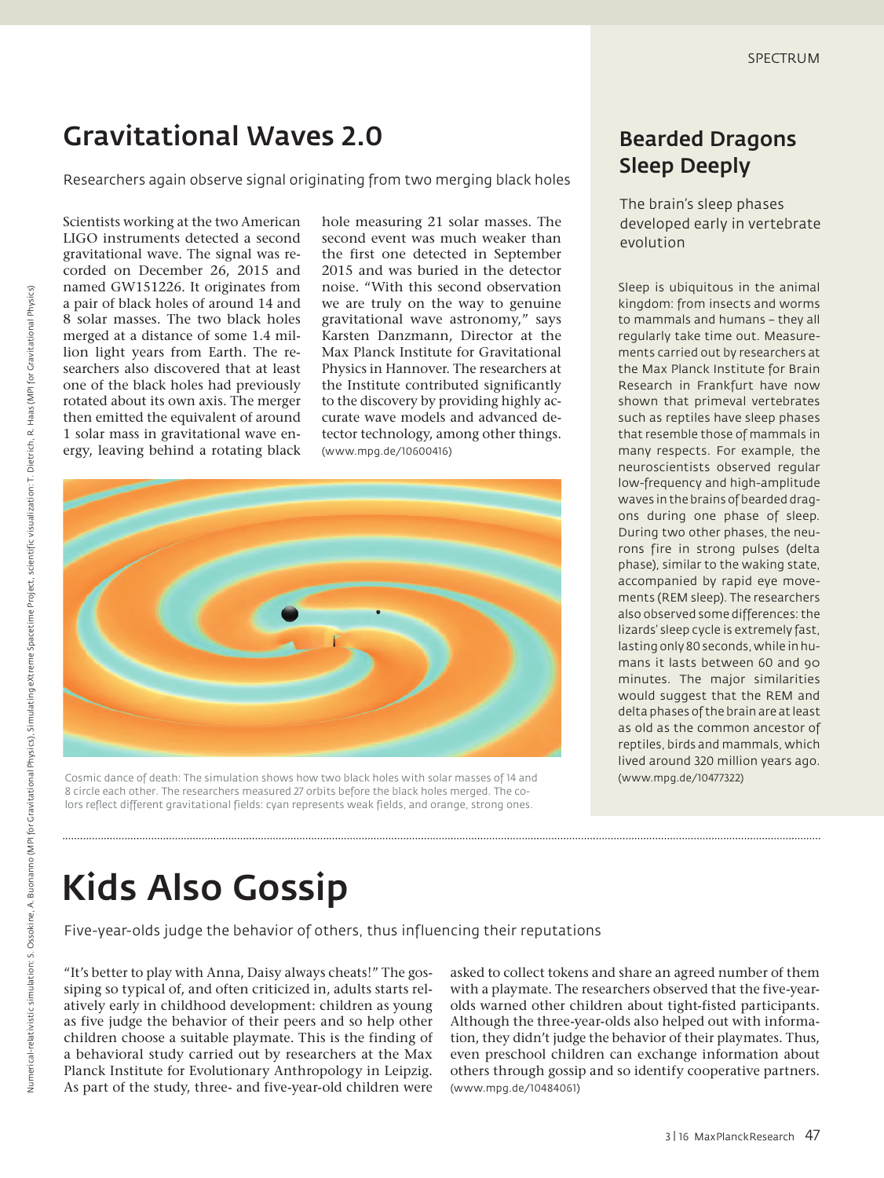# Gravitational Waves 2.0

Researchers again observe signal originating from two merging black holes

Scientists working at the two American LIGO instruments detected a second gravitational wave. The signal was recorded on December 26, 2015 and named GW151226. It originates from a pair of black holes of around 14 and 8 solar masses. The two black holes merged at a distance of some 1.4 million light years from Earth. The researchers also discovered that at least one of the black holes had previously rotated about its own axis. The merger then emitted the equivalent of around 1 solar mass in gravitational wave energy, leaving behind a rotating black hole measuring 21 solar masses. The second event was much weaker than the first one detected in September 2015 and was buried in the detector noise. "With this second observation we are truly on the way to genuine gravitational wave astronomy," says Karsten Danzmann, Director at the Max Planck Institute for Gravitational Physics in Hannover. The researchers at the Institute contributed significantly to the discovery by providing highly accurate wave models and advanced detector technology, among other things.
(www.mpg.de/10600416)

Cosmic dance of death: The simulation shows how two black holes with solar masses of 14 and 8 circle each other. The researchers measured 27 orbits before the black holes merged. The colors reflect different gravitational fields: cyan represents weak fields, and orange, strong ones.

Numerical-relativistic simulation: S. Ossokine, A. Buonanno (MPI for Gravitational Physics), Simulating eXtreme Spacetime Project, scientific visualization: T. Dietrich, R. Haas (MPI for Gravitational Physics)

## Bearded Dragons Sleep Deeply

The brain's sleep phases developed early in vertebrate evolution

Sleep is ubiquitous in the animal kingdom: from insects and worms to mammals and humans – they all regularly take time out. Measurements carried out by researchers at the Max Planck Institute for Brain Research in Frankfurt have now shown that primeval vertebrates such as reptiles have sleep phases that resemble those of mammals in many respects. For example, the neuroscientists observed regular low-frequency and high-amplitude waves in the brains of bearded dragons during one phase of sleep. During two other phases, the neurons fire in strong pulses (delta phase), similar to the waking state, accompanied by rapid eye movements (REM sleep). The researchers also observed some differences: the lizards' sleep cycle is extremely fast, lasting only 80 seconds, while in humans it lasts between 60 and 90 minutes. The major similarities would suggest that the REM and delta phases of the brain are at least as old as the common ancestor of reptiles, birds and mammals, which lived around 320 million years ago.
(www.mpg.de/10477322)

# Kids Also Gossip

Five-year-olds judge the behavior of others, thus influencing their reputations

"It's better to play with Anna, Daisy always cheats!" The gossiping so typical of, and often criticized in, adults starts relatively early in childhood development: children as young as five judge the behavior of their peers and so help other children choose a suitable playmate. This is the finding of a behavioral study carried out by researchers at the Max Planck Institute for Evolutionary Anthropology in Leipzig. As part of the study, three- and five-year-old children were asked to collect tokens and share an agreed number of them with a playmate. The researchers observed that the five-year-olds warned other children about tight-fisted participants. Although the three-year-olds also helped out with information, they didn't judge the behavior of their playmates. Thus, even preschool children can exchange information about others through gossip and so identify cooperative partners.
(www.mpg.de/10484061)